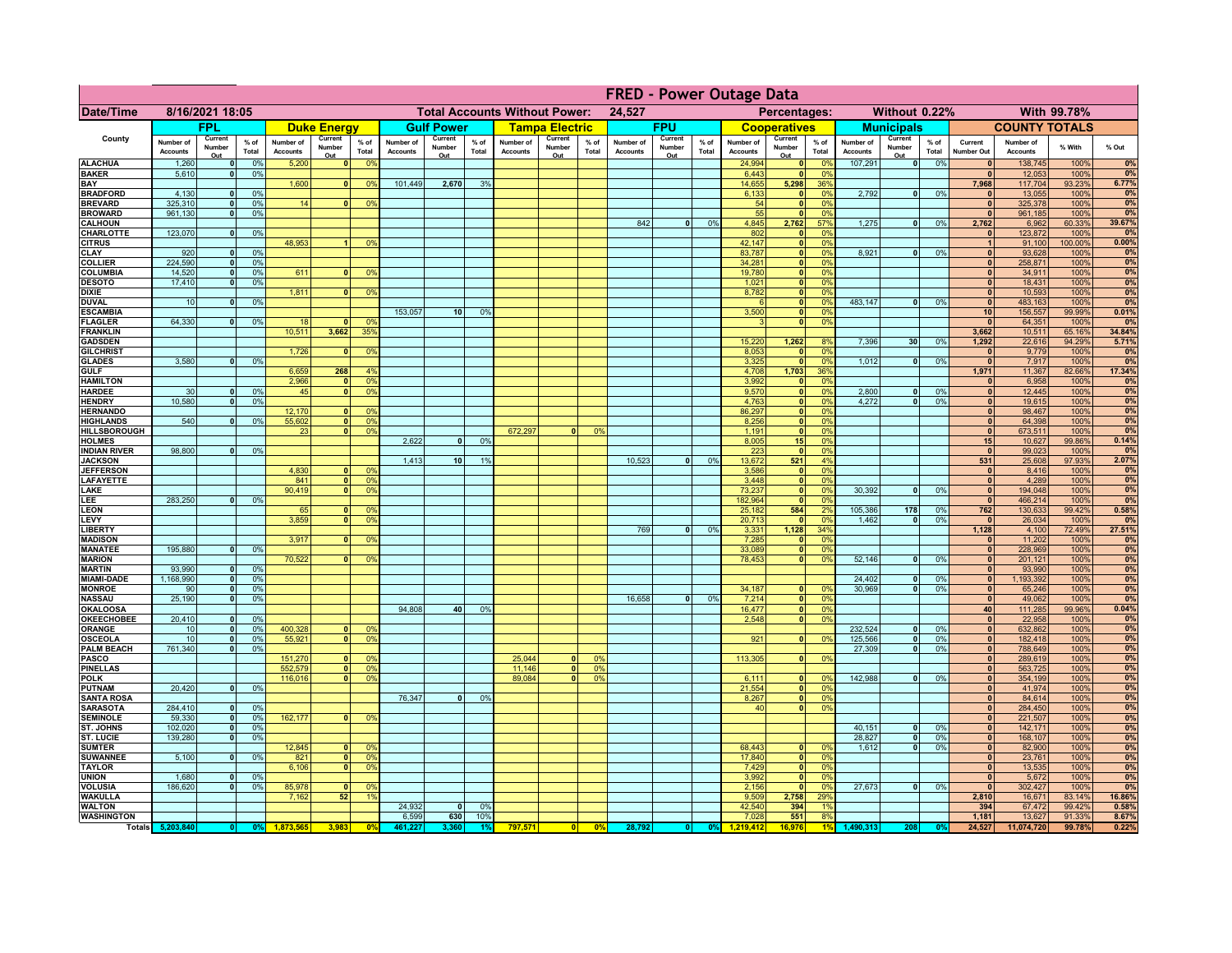# FRED - Power Outage Data

**Date/Time:** 8/16/2021 18:05 | **Total Accounts Without Power:** 24,527 | **Percentages:** Without 0.22% | With 99.78%

| County | FPL | | | Duke Energy | | | Gulf Power | | | Tampa Electric | | | FPU | | | Cooperatives | | | Municipals | | | COUNTY TOTALS | | | |
|---|---|---|---|---|---|---|---|---|---|---|---|---|---|---|---|---|---|---|---|---|---|---|---|---|---|
| | Number of Accounts | Current Number Out | % of Total | Number of Accounts | Current Number Out | % of Total | Number of Accounts | Current Number Out | % of Total | Number of Accounts | Current Number Out | % of Total | Number of Accounts | Current Number Out | % of Total | Number of Accounts | Current Number Out | % of Total | Number of Accounts | Current Number Out | % of Total | Current Number Out | Number of Accounts | % With | % Out |
| ALACHUA | 1,260 | 0 | 0% | 5,200 | 0 | 0% | | | | | | | | | | 24,994 | 0 | 0% | 107,291 | 0 | 0% | 0 | 138,745 | 100% | 0% |
| BAKER | 5,610 | 0 | 0% | | | | | | | | | | | | | 6,443 | 0 | 0% | | | | 0 | 12,053 | 100% | 0% |
| BAY | | | | 1,600 | 0 | 0% | 101,449 | 2,670 | 3% | | | | | | | 14,655 | 5,298 | 36% | | | | 7,968 | 117,704 | 93.23% | 6.77% |
| BRADFORD | 4,130 | 0 | 0% | | | | | | | | | | | | | 6,133 | 0 | 0% | 2,792 | 0 | 0% | 0 | 13,055 | 100% | 0% |
| BREVARD | 325,310 | 0 | 0% | 14 | 0 | 0% | | | | | | | | | | 54 | 0 | 0% | | | | 0 | 325,378 | 100% | 0% |
| BROWARD | 961,130 | 0 | 0% | | | | | | | | | | | | | 55 | 0 | 0% | | | | 0 | 961,185 | 100% | 0% |
| CALHOUN | | | | | | | | | | | | | 842 | 0 | 0% | 4,845 | 2,762 | 57% | 1,275 | 0 | 0% | 2,762 | 6,962 | 60.33% | 39.67% |
| CHARLOTTE | 123,070 | 0 | 0% | | | | | | | | | | | | | 802 | 0 | 0% | | | | 0 | 123,872 | 100% | 0% |
| CITRUS | | | | 48,953 | 1 | 0% | | | | | | | | | | 42,147 | 0 | 0% | | | | 1 | 91,100 | 100.00% | 0.00% |
| CLAY | 920 | 0 | 0% | | | | | | | | | | | | | 83,787 | 0 | 0% | 8,921 | 0 | 0% | 0 | 93,628 | 100% | 0% |
| COLLIER | 224,590 | 0 | 0% | | | | | | | | | | | | | 34,281 | 0 | 0% | | | | 0 | 258,871 | 100% | 0% |
| COLUMBIA | 14,520 | 0 | 0% | 611 | 0 | 0% | | | | | | | | | | 19,780 | 0 | 0% | | | | 0 | 34,911 | 100% | 0% |
| DESOTO | 17,410 | 0 | 0% | | | | | | | | | | | | | 1,021 | 0 | 0% | | | | 0 | 18,431 | 100% | 0% |
| DIXIE | | | | 1,811 | 0 | 0% | | | | | | | | | | 8,782 | 0 | 0% | | | | 0 | 10,593 | 100% | 0% |
| DUVAL | 10 | 0 | 0% | | | | | | | | | | | | | 6 | 0 | 0% | 483,147 | 0 | 0% | 0 | 483,163 | 100% | 0% |
| ESCAMBIA | | | | | | | 153,057 | 10 | 0% | | | | | | | 3,500 | 0 | 0% | | | | 10 | 156,557 | 99.99% | 0.01% |
| FLAGLER | 64,330 | 0 | 0% | 18 | 0 | 0% | | | | | | | | | | 3 | 0 | 0% | | | | 0 | 64,351 | 100% | 0% |
| FRANKLIN | | | | 10,511 | 3,662 | 35% | | | | | | | | | | | | | | | | 3,662 | 10,511 | 65.16% | 34.84% |
| GADSDEN | | | | | | | | | | | | | | | | 15,220 | 1,262 | 8% | 7,396 | 30 | 0% | 1,292 | 22,616 | 94.29% | 5.71% |
| GILCHRIST | | | | 1,726 | 0 | 0% | | | | | | | | | | 8,053 | 0 | 0% | | | | 0 | 9,779 | 100% | 0% |
| GLADES | 3,580 | 0 | 0% | | | | | | | | | | | | | 3,325 | 0 | 0% | 1,012 | 0 | 0% | 0 | 7,917 | 100% | 0% |
| GULF | | | | 6,659 | 268 | 4% | | | | | | | | | | 4,708 | 1,703 | 36% | | | | 1,971 | 11,367 | 82.66% | 17.34% |
| HAMILTON | | | | 2,966 | 0 | 0% | | | | | | | | | | 3,992 | 0 | 0% | | | | 0 | 6,958 | 100% | 0% |
| HARDEE | 30 | 0 | 0% | 45 | 0 | 0% | | | | | | | | | | 9,570 | 0 | 0% | 2,800 | 0 | 0% | 0 | 12,445 | 100% | 0% |
| HENDRY | 10,580 | 0 | 0% | | | | | | | | | | | | | 4,763 | 0 | 0% | 4,272 | 0 | 0% | 0 | 19,615 | 100% | 0% |
| HERNANDO | | | | 12,170 | 0 | 0% | | | | | | | | | | 86,297 | 0 | 0% | | | | 0 | 98,467 | 100% | 0% |
| HIGHLANDS | 540 | 0 | 0% | 55,602 | 0 | 0% | | | | | | | | | | 8,256 | 0 | 0% | | | | 0 | 64,398 | 100% | 0% |
| HILLSBOROUGH | | | | 23 | 0 | 0% | | | | 672,297 | 0 | 0% | | | | 1,191 | 0 | 0% | | | | 0 | 673,511 | 100% | 0% |
| HOLMES | | | | | | | 2,622 | 0 | 0% | | | | | | | 8,005 | 15 | 0% | | | | 15 | 10,627 | 99.86% | 0.14% |
| INDIAN RIVER | 98,800 | 0 | 0% | | | | | | | | | | | | | 223 | 0 | 0% | | | | 0 | 99,023 | 100% | 0% |
| JACKSON | | | | | | | 1,413 | 10 | 1% | | | | 10,523 | 0 | 0% | 13,672 | 521 | 4% | | | | 531 | 25,608 | 97.93% | 2.07% |
| JEFFERSON | | | | 4,830 | 0 | 0% | | | | | | | | | | 3,586 | 0 | 0% | | | | 0 | 8,416 | 100% | 0% |
| LAFAYETTE | | | | 841 | 0 | 0% | | | | | | | | | | 3,448 | 0 | 0% | | | | 0 | 4,289 | 100% | 0% |
| LAKE | | | | 90,419 | 0 | 0% | | | | | | | | | | 73,237 | 0 | 0% | 30,392 | 0 | 0% | 0 | 194,048 | 100% | 0% |
| LEE | 283,250 | 0 | 0% | | | | | | | | | | | | | 182,964 | 0 | 0% | | | | 0 | 466,214 | 100% | 0% |
| LEON | | | | 65 | 0 | 0% | | | | | | | | | | 25,182 | 584 | 2% | 105,386 | 178 | 0% | 762 | 130,633 | 99.42% | 0.58% |
| LEVY | | | | 3,859 | 0 | 0% | | | | | | | | | | 20,713 | 0 | 0% | 1,462 | 0 | 0% | 0 | 26,034 | 100% | 0% |
| LIBERTY | | | | | | | | | | | | | 769 | 0 | 0% | 3,331 | 1,128 | 34% | | | | 1,128 | 4,100 | 72.49% | 27.51% |
| MADISON | | | | 3,917 | 0 | 0% | | | | | | | | | | 7,285 | 0 | 0% | | | | 0 | 11,202 | 100% | 0% |
| MANATEE | 195,880 | 0 | 0% | | | | | | | | | | | | | 33,089 | 0 | 0% | | | | 0 | 228,969 | 100% | 0% |
| MARION | | | | 70,522 | 0 | 0% | | | | | | | | | | 78,453 | 0 | 0% | 52,146 | 0 | 0% | 0 | 201,121 | 100% | 0% |
| MARTIN | 93,990 | 0 | 0% | | | | | | | | | | | | | | | | | | | 0 | 93,990 | 100% | 0% |
| MIAMI-DADE | 1,168,990 | 0 | 0% | | | | | | | | | | | | | | | | 24,402 | 0 | 0% | 0 | 1,193,392 | 100% | 0% |
| MONROE | 90 | 0 | 0% | | | | | | | | | | | | | 34,187 | 0 | 0% | 30,969 | 0 | 0% | 0 | 65,246 | 100% | 0% |
| NASSAU | 25,190 | 0 | 0% | | | | | | | | | | 16,658 | 0 | 0% | 7,214 | 0 | 0% | | | | 0 | 49,062 | 100% | 0% |
| OKALOOSA | | | | | | | 94,808 | 40 | 0% | | | | | | | 16,477 | 0 | 0% | | | | 40 | 111,285 | 99.96% | 0.04% |
| OKEECHOBEE | 20,410 | 0 | 0% | | | | | | | | | | | | | 2,548 | 0 | 0% | | | | 0 | 22,958 | 100% | 0% |
| ORANGE | 10 | 0 | 0% | 400,328 | 0 | 0% | | | | | | | | | | | | | 232,524 | 0 | 0% | 0 | 632,862 | 100% | 0% |
| OSCEOLA | 10 | 0 | 0% | 55,921 | 0 | 0% | | | | | | | | | | 921 | 0 | 0% | 125,566 | 0 | 0% | 0 | 182,418 | 100% | 0% |
| PALM BEACH | 761,340 | 0 | 0% | | | | | | | | | | | | | | | | 27,309 | 0 | 0% | 0 | 788,649 | 100% | 0% |
| PASCO | | | | 151,270 | 0 | 0% | | | | 25,044 | 0 | 0% | | | | 113,305 | 0 | 0% | | | | 0 | 289,619 | 100% | 0% |
| PINELLAS | | | | 552,579 | 0 | 0% | | | | 11,146 | 0 | 0% | | | | | | | | | | 0 | 563,725 | 100% | 0% |
| POLK | | | | 116,016 | 0 | 0% | | | | 89,084 | 0 | 0% | | | | 6,111 | 0 | 0% | 142,988 | 0 | 0% | 0 | 354,199 | 100% | 0% |
| PUTNAM | 20,420 | 0 | 0% | | | | | | | | | | | | | 21,554 | 0 | 0% | | | | 0 | 41,974 | 100% | 0% |
| SANTA ROSA | | | | | | | 76,347 | 0 | 0% | | | | | | | 8,267 | 0 | 0% | | | | 0 | 84,614 | 100% | 0% |
| SARASOTA | 284,410 | 0 | 0% | | | | | | | | | | | | | 40 | 0 | 0% | | | | 0 | 284,450 | 100% | 0% |
| SEMINOLE | 59,330 | 0 | 0% | 162,177 | 0 | 0% | | | | | | | | | | | | | | | | 0 | 221,507 | 100% | 0% |
| ST. JOHNS | 102,020 | 0 | 0% | | | | | | | | | | | | | | | | 40,151 | 0 | 0% | 0 | 142,171 | 100% | 0% |
| ST. LUCIE | 139,280 | 0 | 0% | | | | | | | | | | | | | | | | 28,827 | 0 | 0% | 0 | 168,107 | 100% | 0% |
| SUMTER | | | | 12,845 | 0 | 0% | | | | | | | | | | 68,443 | 0 | 0% | 1,612 | 0 | 0% | 0 | 82,900 | 100% | 0% |
| SUWANNEE | 5,100 | 0 | 0% | 821 | 0 | 0% | | | | | | | | | | 17,840 | 0 | 0% | | | | 0 | 23,761 | 100% | 0% |
| TAYLOR | | | | 6,106 | 0 | 0% | | | | | | | | | | 7,429 | 0 | 0% | | | | 0 | 13,535 | 100% | 0% |
| UNION | 1,680 | 0 | 0% | | | | | | | | | | | | | 3,992 | 0 | 0% | | | | 0 | 5,672 | 100% | 0% |
| VOLUSIA | 186,620 | 0 | 0% | 85,978 | 0 | 0% | | | | | | | | | | 2,156 | 0 | 0% | 27,673 | 0 | 0% | 0 | 302,427 | 100% | 0% |
| WAKULLA | | | | 7,162 | 52 | 1% | | | | | | | | | | 9,509 | 2,758 | 29% | | | | 2,810 | 16,671 | 83.14% | 16.86% |
| WALTON | | | | | | | 24,932 | 0 | 0% | | | | | | | 42,540 | 394 | 1% | | | | 394 | 67,472 | 99.42% | 0.58% |
| WASHINGTON | | | | | | | 6,599 | 630 | 10% | | | | | | | 7,028 | 551 | 8% | | | | 1,181 | 13,627 | 91.33% | 8.67% |
| Totals | 5,203,840 | 0 | 0% | 1,873,565 | 3,983 | 0% | 461,227 | 3,360 | 1% | 797,571 | 0 | 0% | 28,792 | 0 | 0% | 1,219,412 | 16,976 | 1% | 1,490,313 | 208 | 0% | 24,527 | 11,074,720 | 99.78% | 0.22% |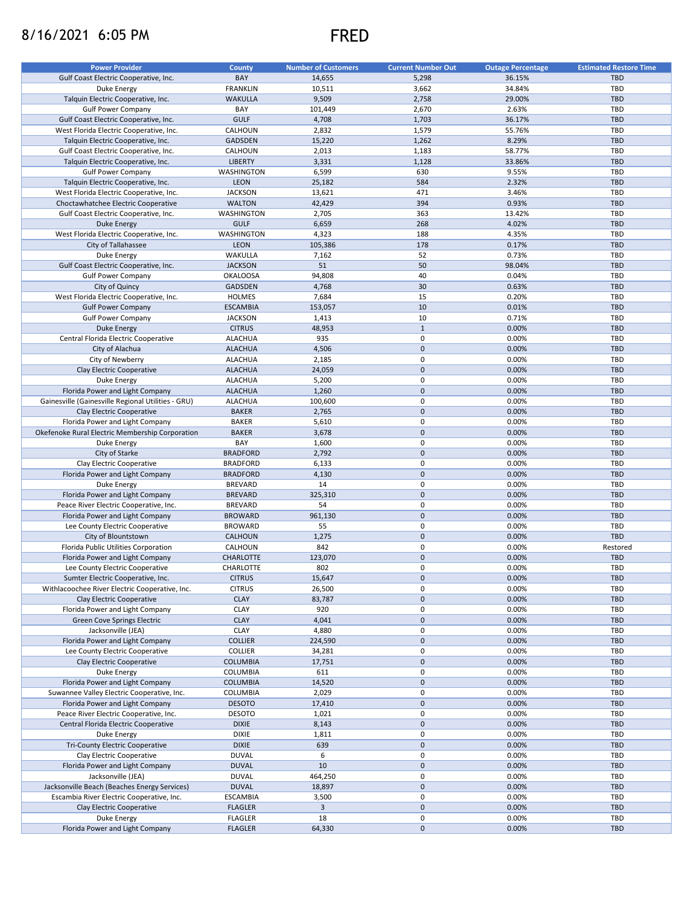8/16/2021 6:05 PM

# FRED

| Power Provider | County | Number of Customers | Current Number Out | Outage Percentage | Estimated Restore Time |
|---|---|---|---|---|---|
| Gulf Coast Electric Cooperative, Inc. | BAY | 14,655 | 5,298 | 36.15% | TBD |
| Duke Energy | FRANKLIN | 10,511 | 3,662 | 34.84% | TBD |
| Talquin Electric Cooperative, Inc. | WAKULLA | 9,509 | 2,758 | 29.00% | TBD |
| Gulf Power Company | BAY | 101,449 | 2,670 | 2.63% | TBD |
| Gulf Coast Electric Cooperative, Inc. | GULF | 4,708 | 1,703 | 36.17% | TBD |
| West Florida Electric Cooperative, Inc. | CALHOUN | 2,832 | 1,579 | 55.76% | TBD |
| Talquin Electric Cooperative, Inc. | GADSDEN | 15,220 | 1,262 | 8.29% | TBD |
| Gulf Coast Electric Cooperative, Inc. | CALHOUN | 2,013 | 1,183 | 58.77% | TBD |
| Talquin Electric Cooperative, Inc. | LIBERTY | 3,331 | 1,128 | 33.86% | TBD |
| Gulf Power Company | WASHINGTON | 6,599 | 630 | 9.55% | TBD |
| Talquin Electric Cooperative, Inc. | LEON | 25,182 | 584 | 2.32% | TBD |
| West Florida Electric Cooperative, Inc. | JACKSON | 13,621 | 471 | 3.46% | TBD |
| Choctawhatchee Electric Cooperative | WALTON | 42,429 | 394 | 0.93% | TBD |
| Gulf Coast Electric Cooperative, Inc. | WASHINGTON | 2,705 | 363 | 13.42% | TBD |
| Duke Energy | GULF | 6,659 | 268 | 4.02% | TBD |
| West Florida Electric Cooperative, Inc. | WASHINGTON | 4,323 | 188 | 4.35% | TBD |
| City of Tallahassee | LEON | 105,386 | 178 | 0.17% | TBD |
| Duke Energy | WAKULLA | 7,162 | 52 | 0.73% | TBD |
| Gulf Coast Electric Cooperative, Inc. | JACKSON | 51 | 50 | 98.04% | TBD |
| Gulf Power Company | OKALOOSA | 94,808 | 40 | 0.04% | TBD |
| City of Quincy | GADSDEN | 4,768 | 30 | 0.63% | TBD |
| West Florida Electric Cooperative, Inc. | HOLMES | 7,684 | 15 | 0.20% | TBD |
| Gulf Power Company | ESCAMBIA | 153,057 | 10 | 0.01% | TBD |
| Gulf Power Company | JACKSON | 1,413 | 10 | 0.71% | TBD |
| Duke Energy | CITRUS | 48,953 | 1 | 0.00% | TBD |
| Central Florida Electric Cooperative | ALACHUA | 935 | 0 | 0.00% | TBD |
| City of Alachua | ALACHUA | 4,506 | 0 | 0.00% | TBD |
| City of Newberry | ALACHUA | 2,185 | 0 | 0.00% | TBD |
| Clay Electric Cooperative | ALACHUA | 24,059 | 0 | 0.00% | TBD |
| Duke Energy | ALACHUA | 5,200 | 0 | 0.00% | TBD |
| Florida Power and Light Company | ALACHUA | 1,260 | 0 | 0.00% | TBD |
| Gainesville (Gainesville Regional Utilities - GRU) | ALACHUA | 100,600 | 0 | 0.00% | TBD |
| Clay Electric Cooperative | BAKER | 2,765 | 0 | 0.00% | TBD |
| Florida Power and Light Company | BAKER | 5,610 | 0 | 0.00% | TBD |
| Okefenoke Rural Electric Membership Corporation | BAKER | 3,678 | 0 | 0.00% | TBD |
| Duke Energy | BAY | 1,600 | 0 | 0.00% | TBD |
| City of Starke | BRADFORD | 2,792 | 0 | 0.00% | TBD |
| Clay Electric Cooperative | BRADFORD | 6,133 | 0 | 0.00% | TBD |
| Florida Power and Light Company | BRADFORD | 4,130 | 0 | 0.00% | TBD |
| Duke Energy | BREVARD | 14 | 0 | 0.00% | TBD |
| Florida Power and Light Company | BREVARD | 325,310 | 0 | 0.00% | TBD |
| Peace River Electric Cooperative, Inc. | BREVARD | 54 | 0 | 0.00% | TBD |
| Florida Power and Light Company | BROWARD | 961,130 | 0 | 0.00% | TBD |
| Lee County Electric Cooperative | BROWARD | 55 | 0 | 0.00% | TBD |
| City of Blountstown | CALHOUN | 1,275 | 0 | 0.00% | TBD |
| Florida Public Utilities Corporation | CALHOUN | 842 | 0 | 0.00% | Restored |
| Florida Power and Light Company | CHARLOTTE | 123,070 | 0 | 0.00% | TBD |
| Lee County Electric Cooperative | CHARLOTTE | 802 | 0 | 0.00% | TBD |
| Sumter Electric Cooperative, Inc. | CITRUS | 15,647 | 0 | 0.00% | TBD |
| Withlacoochee River Electric Cooperative, Inc. | CITRUS | 26,500 | 0 | 0.00% | TBD |
| Clay Electric Cooperative | CLAY | 83,787 | 0 | 0.00% | TBD |
| Florida Power and Light Company | CLAY | 920 | 0 | 0.00% | TBD |
| Green Cove Springs Electric | CLAY | 4,041 | 0 | 0.00% | TBD |
| Jacksonville (JEA) | CLAY | 4,880 | 0 | 0.00% | TBD |
| Florida Power and Light Company | COLLIER | 224,590 | 0 | 0.00% | TBD |
| Lee County Electric Cooperative | COLLIER | 34,281 | 0 | 0.00% | TBD |
| Clay Electric Cooperative | COLUMBIA | 17,751 | 0 | 0.00% | TBD |
| Duke Energy | COLUMBIA | 611 | 0 | 0.00% | TBD |
| Florida Power and Light Company | COLUMBIA | 14,520 | 0 | 0.00% | TBD |
| Suwannee Valley Electric Cooperative, Inc. | COLUMBIA | 2,029 | 0 | 0.00% | TBD |
| Florida Power and Light Company | DESOTO | 17,410 | 0 | 0.00% | TBD |
| Peace River Electric Cooperative, Inc. | DESOTO | 1,021 | 0 | 0.00% | TBD |
| Central Florida Electric Cooperative | DIXIE | 8,143 | 0 | 0.00% | TBD |
| Duke Energy | DIXIE | 1,811 | 0 | 0.00% | TBD |
| Tri-County Electric Cooperative | DIXIE | 639 | 0 | 0.00% | TBD |
| Clay Electric Cooperative | DUVAL | 6 | 0 | 0.00% | TBD |
| Florida Power and Light Company | DUVAL | 10 | 0 | 0.00% | TBD |
| Jacksonville (JEA) | DUVAL | 464,250 | 0 | 0.00% | TBD |
| Jacksonville Beach (Beaches Energy Services) | DUVAL | 18,897 | 0 | 0.00% | TBD |
| Escambia River Electric Cooperative, Inc. | ESCAMBIA | 3,500 | 0 | 0.00% | TBD |
| Clay Electric Cooperative | FLAGLER | 3 | 0 | 0.00% | TBD |
| Duke Energy | FLAGLER | 18 | 0 | 0.00% | TBD |
| Florida Power and Light Company | FLAGLER | 64,330 | 0 | 0.00% | TBD |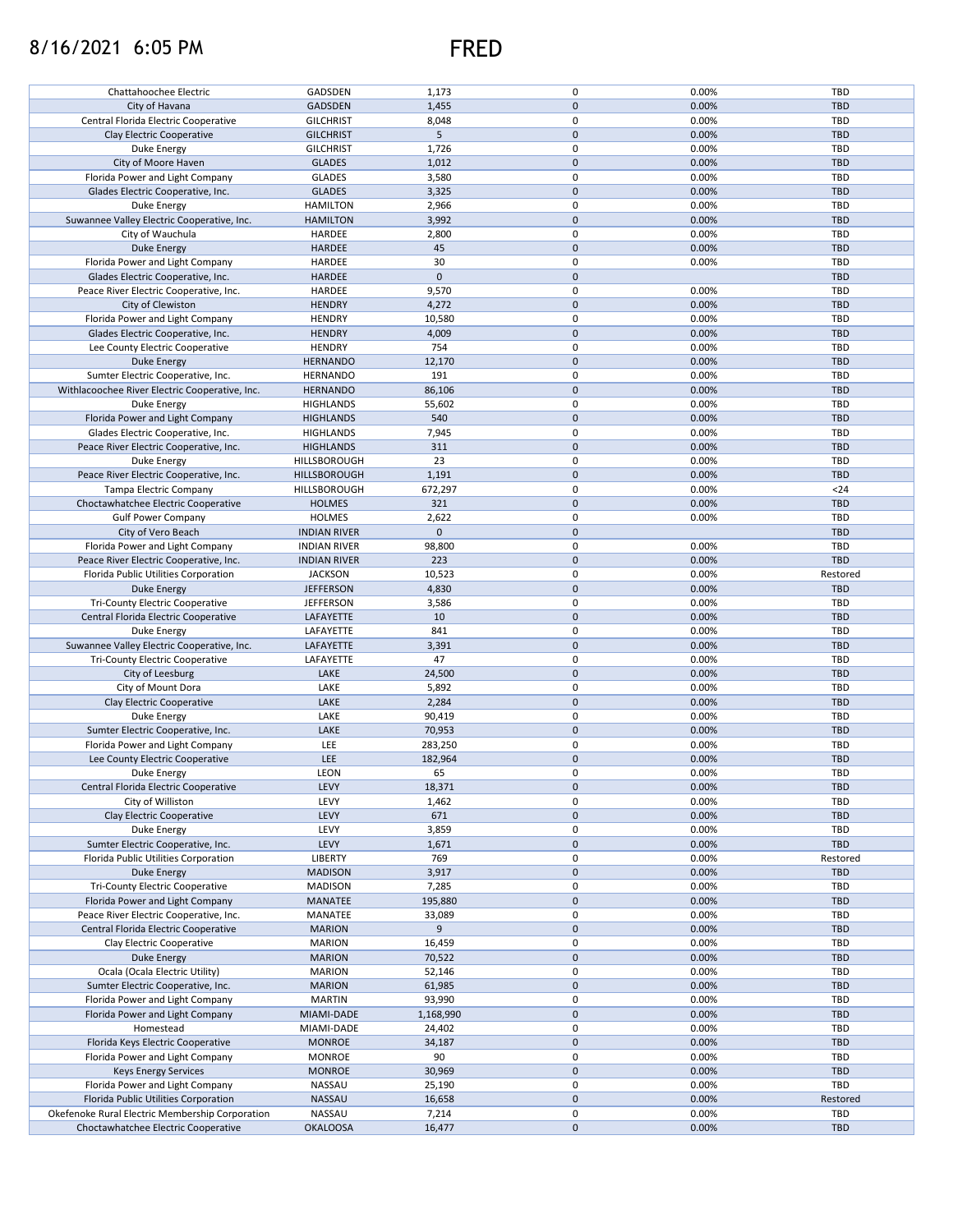8/16/2021 6:05 PM

# FRED

| | | | | | |
|---|---|---|---|---|---|
| Chattahoochee Electric | GADSDEN | 1,173 | 0 | 0.00% | TBD |
| City of Havana | GADSDEN | 1,455 | 0 | 0.00% | TBD |
| Central Florida Electric Cooperative | GILCHRIST | 8,048 | 0 | 0.00% | TBD |
| Clay Electric Cooperative | GILCHRIST | 5 | 0 | 0.00% | TBD |
| Duke Energy | GILCHRIST | 1,726 | 0 | 0.00% | TBD |
| City of Moore Haven | GLADES | 1,012 | 0 | 0.00% | TBD |
| Florida Power and Light Company | GLADES | 3,580 | 0 | 0.00% | TBD |
| Glades Electric Cooperative, Inc. | GLADES | 3,325 | 0 | 0.00% | TBD |
| Duke Energy | HAMILTON | 2,966 | 0 | 0.00% | TBD |
| Suwannee Valley Electric Cooperative, Inc. | HAMILTON | 3,992 | 0 | 0.00% | TBD |
| City of Wauchula | HARDEE | 2,800 | 0 | 0.00% | TBD |
| Duke Energy | HARDEE | 45 | 0 | 0.00% | TBD |
| Florida Power and Light Company | HARDEE | 30 | 0 | 0.00% | TBD |
| Glades Electric Cooperative, Inc. | HARDEE | 0 | 0 | | TBD |
| Peace River Electric Cooperative, Inc. | HARDEE | 9,570 | 0 | 0.00% | TBD |
| City of Clewiston | HENDRY | 4,272 | 0 | 0.00% | TBD |
| Florida Power and Light Company | HENDRY | 10,580 | 0 | 0.00% | TBD |
| Glades Electric Cooperative, Inc. | HENDRY | 4,009 | 0 | 0.00% | TBD |
| Lee County Electric Cooperative | HENDRY | 754 | 0 | 0.00% | TBD |
| Duke Energy | HERNANDO | 12,170 | 0 | 0.00% | TBD |
| Sumter Electric Cooperative, Inc. | HERNANDO | 191 | 0 | 0.00% | TBD |
| Withlacoochee River Electric Cooperative, Inc. | HERNANDO | 86,106 | 0 | 0.00% | TBD |
| Duke Energy | HIGHLANDS | 55,602 | 0 | 0.00% | TBD |
| Florida Power and Light Company | HIGHLANDS | 540 | 0 | 0.00% | TBD |
| Glades Electric Cooperative, Inc. | HIGHLANDS | 7,945 | 0 | 0.00% | TBD |
| Peace River Electric Cooperative, Inc. | HIGHLANDS | 311 | 0 | 0.00% | TBD |
| Duke Energy | HILLSBOROUGH | 23 | 0 | 0.00% | TBD |
| Peace River Electric Cooperative, Inc. | HILLSBOROUGH | 1,191 | 0 | 0.00% | TBD |
| Tampa Electric Company | HILLSBOROUGH | 672,297 | 0 | 0.00% | <24 |
| Choctawhatchee Electric Cooperative | HOLMES | 321 | 0 | 0.00% | TBD |
| Gulf Power Company | HOLMES | 2,622 | 0 | 0.00% | TBD |
| City of Vero Beach | INDIAN RIVER | 0 | 0 | | TBD |
| Florida Power and Light Company | INDIAN RIVER | 98,800 | 0 | 0.00% | TBD |
| Peace River Electric Cooperative, Inc. | INDIAN RIVER | 223 | 0 | 0.00% | TBD |
| Florida Public Utilities Corporation | JACKSON | 10,523 | 0 | 0.00% | Restored |
| Duke Energy | JEFFERSON | 4,830 | 0 | 0.00% | TBD |
| Tri-County Electric Cooperative | JEFFERSON | 3,586 | 0 | 0.00% | TBD |
| Central Florida Electric Cooperative | LAFAYETTE | 10 | 0 | 0.00% | TBD |
| Duke Energy | LAFAYETTE | 841 | 0 | 0.00% | TBD |
| Suwannee Valley Electric Cooperative, Inc. | LAFAYETTE | 3,391 | 0 | 0.00% | TBD |
| Tri-County Electric Cooperative | LAFAYETTE | 47 | 0 | 0.00% | TBD |
| City of Leesburg | LAKE | 24,500 | 0 | 0.00% | TBD |
| City of Mount Dora | LAKE | 5,892 | 0 | 0.00% | TBD |
| Clay Electric Cooperative | LAKE | 2,284 | 0 | 0.00% | TBD |
| Duke Energy | LAKE | 90,419 | 0 | 0.00% | TBD |
| Sumter Electric Cooperative, Inc. | LAKE | 70,953 | 0 | 0.00% | TBD |
| Florida Power and Light Company | LEE | 283,250 | 0 | 0.00% | TBD |
| Lee County Electric Cooperative | LEE | 182,964 | 0 | 0.00% | TBD |
| Duke Energy | LEON | 65 | 0 | 0.00% | TBD |
| Central Florida Electric Cooperative | LEVY | 18,371 | 0 | 0.00% | TBD |
| City of Williston | LEVY | 1,462 | 0 | 0.00% | TBD |
| Clay Electric Cooperative | LEVY | 671 | 0 | 0.00% | TBD |
| Duke Energy | LEVY | 3,859 | 0 | 0.00% | TBD |
| Sumter Electric Cooperative, Inc. | LEVY | 1,671 | 0 | 0.00% | TBD |
| Florida Public Utilities Corporation | LIBERTY | 769 | 0 | 0.00% | Restored |
| Duke Energy | MADISON | 3,917 | 0 | 0.00% | TBD |
| Tri-County Electric Cooperative | MADISON | 7,285 | 0 | 0.00% | TBD |
| Florida Power and Light Company | MANATEE | 195,880 | 0 | 0.00% | TBD |
| Peace River Electric Cooperative, Inc. | MANATEE | 33,089 | 0 | 0.00% | TBD |
| Central Florida Electric Cooperative | MARION | 9 | 0 | 0.00% | TBD |
| Clay Electric Cooperative | MARION | 16,459 | 0 | 0.00% | TBD |
| Duke Energy | MARION | 70,522 | 0 | 0.00% | TBD |
| Ocala (Ocala Electric Utility) | MARION | 52,146 | 0 | 0.00% | TBD |
| Sumter Electric Cooperative, Inc. | MARION | 61,985 | 0 | 0.00% | TBD |
| Florida Power and Light Company | MARTIN | 93,990 | 0 | 0.00% | TBD |
| Florida Power and Light Company | MIAMI-DADE | 1,168,990 | 0 | 0.00% | TBD |
| Homestead | MIAMI-DADE | 24,402 | 0 | 0.00% | TBD |
| Florida Keys Electric Cooperative | MONROE | 34,187 | 0 | 0.00% | TBD |
| Florida Power and Light Company | MONROE | 90 | 0 | 0.00% | TBD |
| Keys Energy Services | MONROE | 30,969 | 0 | 0.00% | TBD |
| Florida Power and Light Company | NASSAU | 25,190 | 0 | 0.00% | TBD |
| Florida Public Utilities Corporation | NASSAU | 16,658 | 0 | 0.00% | Restored |
| Okefenoke Rural Electric Membership Corporation | NASSAU | 7,214 | 0 | 0.00% | TBD |
| Choctawhatchee Electric Cooperative | OKALOOSA | 16,477 | 0 | 0.00% | TBD |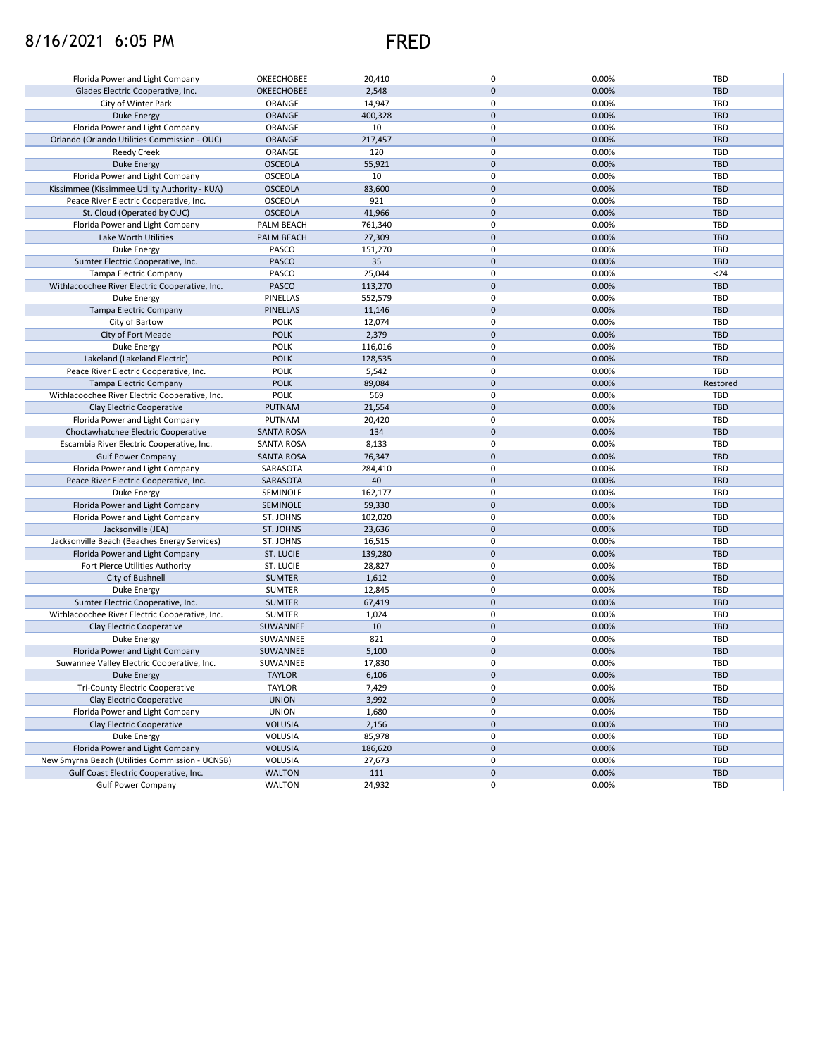| | | | | | |
|---|---|---|---|---|---|
| Florida Power and Light Company | OKEECHOBEE | 20,410 | 0 | 0.00% | TBD |
| Glades Electric Cooperative, Inc. | OKEECHOBEE | 2,548 | 0 | 0.00% | TBD |
| City of Winter Park | ORANGE | 14,947 | 0 | 0.00% | TBD |
| Duke Energy | ORANGE | 400,328 | 0 | 0.00% | TBD |
| Florida Power and Light Company | ORANGE | 10 | 0 | 0.00% | TBD |
| Orlando (Orlando Utilities Commission - OUC) | ORANGE | 217,457 | 0 | 0.00% | TBD |
| Reedy Creek | ORANGE | 120 | 0 | 0.00% | TBD |
| Duke Energy | OSCEOLA | 55,921 | 0 | 0.00% | TBD |
| Florida Power and Light Company | OSCEOLA | 10 | 0 | 0.00% | TBD |
| Kissimmee (Kissimmee Utility Authority - KUA) | OSCEOLA | 83,600 | 0 | 0.00% | TBD |
| Peace River Electric Cooperative, Inc. | OSCEOLA | 921 | 0 | 0.00% | TBD |
| St. Cloud (Operated by OUC) | OSCEOLA | 41,966 | 0 | 0.00% | TBD |
| Florida Power and Light Company | PALM BEACH | 761,340 | 0 | 0.00% | TBD |
| Lake Worth Utilities | PALM BEACH | 27,309 | 0 | 0.00% | TBD |
| Duke Energy | PASCO | 151,270 | 0 | 0.00% | TBD |
| Sumter Electric Cooperative, Inc. | PASCO | 35 | 0 | 0.00% | TBD |
| Tampa Electric Company | PASCO | 25,044 | 0 | 0.00% | <24 |
| Withlacoochee River Electric Cooperative, Inc. | PASCO | 113,270 | 0 | 0.00% | TBD |
| Duke Energy | PINELLAS | 552,579 | 0 | 0.00% | TBD |
| Tampa Electric Company | PINELLAS | 11,146 | 0 | 0.00% | TBD |
| City of Bartow | POLK | 12,074 | 0 | 0.00% | TBD |
| City of Fort Meade | POLK | 2,379 | 0 | 0.00% | TBD |
| Duke Energy | POLK | 116,016 | 0 | 0.00% | TBD |
| Lakeland (Lakeland Electric) | POLK | 128,535 | 0 | 0.00% | TBD |
| Peace River Electric Cooperative, Inc. | POLK | 5,542 | 0 | 0.00% | TBD |
| Tampa Electric Company | POLK | 89,084 | 0 | 0.00% | Restored |
| Withlacoochee River Electric Cooperative, Inc. | POLK | 569 | 0 | 0.00% | TBD |
| Clay Electric Cooperative | PUTNAM | 21,554 | 0 | 0.00% | TBD |
| Florida Power and Light Company | PUTNAM | 20,420 | 0 | 0.00% | TBD |
| Choctawhatchee Electric Cooperative | SANTA ROSA | 134 | 0 | 0.00% | TBD |
| Escambia River Electric Cooperative, Inc. | SANTA ROSA | 8,133 | 0 | 0.00% | TBD |
| Gulf Power Company | SANTA ROSA | 76,347 | 0 | 0.00% | TBD |
| Florida Power and Light Company | SARASOTA | 284,410 | 0 | 0.00% | TBD |
| Peace River Electric Cooperative, Inc. | SARASOTA | 40 | 0 | 0.00% | TBD |
| Duke Energy | SEMINOLE | 162,177 | 0 | 0.00% | TBD |
| Florida Power and Light Company | SEMINOLE | 59,330 | 0 | 0.00% | TBD |
| Florida Power and Light Company | ST. JOHNS | 102,020 | 0 | 0.00% | TBD |
| Jacksonville (JEA) | ST. JOHNS | 23,636 | 0 | 0.00% | TBD |
| Jacksonville Beach (Beaches Energy Services) | ST. JOHNS | 16,515 | 0 | 0.00% | TBD |
| Florida Power and Light Company | ST. LUCIE | 139,280 | 0 | 0.00% | TBD |
| Fort Pierce Utilities Authority | ST. LUCIE | 28,827 | 0 | 0.00% | TBD |
| City of Bushnell | SUMTER | 1,612 | 0 | 0.00% | TBD |
| Duke Energy | SUMTER | 12,845 | 0 | 0.00% | TBD |
| Sumter Electric Cooperative, Inc. | SUMTER | 67,419 | 0 | 0.00% | TBD |
| Withlacoochee River Electric Cooperative, Inc. | SUMTER | 1,024 | 0 | 0.00% | TBD |
| Clay Electric Cooperative | SUWANNEE | 10 | 0 | 0.00% | TBD |
| Duke Energy | SUWANNEE | 821 | 0 | 0.00% | TBD |
| Florida Power and Light Company | SUWANNEE | 5,100 | 0 | 0.00% | TBD |
| Suwannee Valley Electric Cooperative, Inc. | SUWANNEE | 17,830 | 0 | 0.00% | TBD |
| Duke Energy | TAYLOR | 6,106 | 0 | 0.00% | TBD |
| Tri-County Electric Cooperative | TAYLOR | 7,429 | 0 | 0.00% | TBD |
| Clay Electric Cooperative | UNION | 3,992 | 0 | 0.00% | TBD |
| Florida Power and Light Company | UNION | 1,680 | 0 | 0.00% | TBD |
| Clay Electric Cooperative | VOLUSIA | 2,156 | 0 | 0.00% | TBD |
| Duke Energy | VOLUSIA | 85,978 | 0 | 0.00% | TBD |
| Florida Power and Light Company | VOLUSIA | 186,620 | 0 | 0.00% | TBD |
| New Smyrna Beach (Utilities Commission - UCNSB) | VOLUSIA | 27,673 | 0 | 0.00% | TBD |
| Gulf Coast Electric Cooperative, Inc. | WALTON | 111 | 0 | 0.00% | TBD |
| Gulf Power Company | WALTON | 24,932 | 0 | 0.00% | TBD |